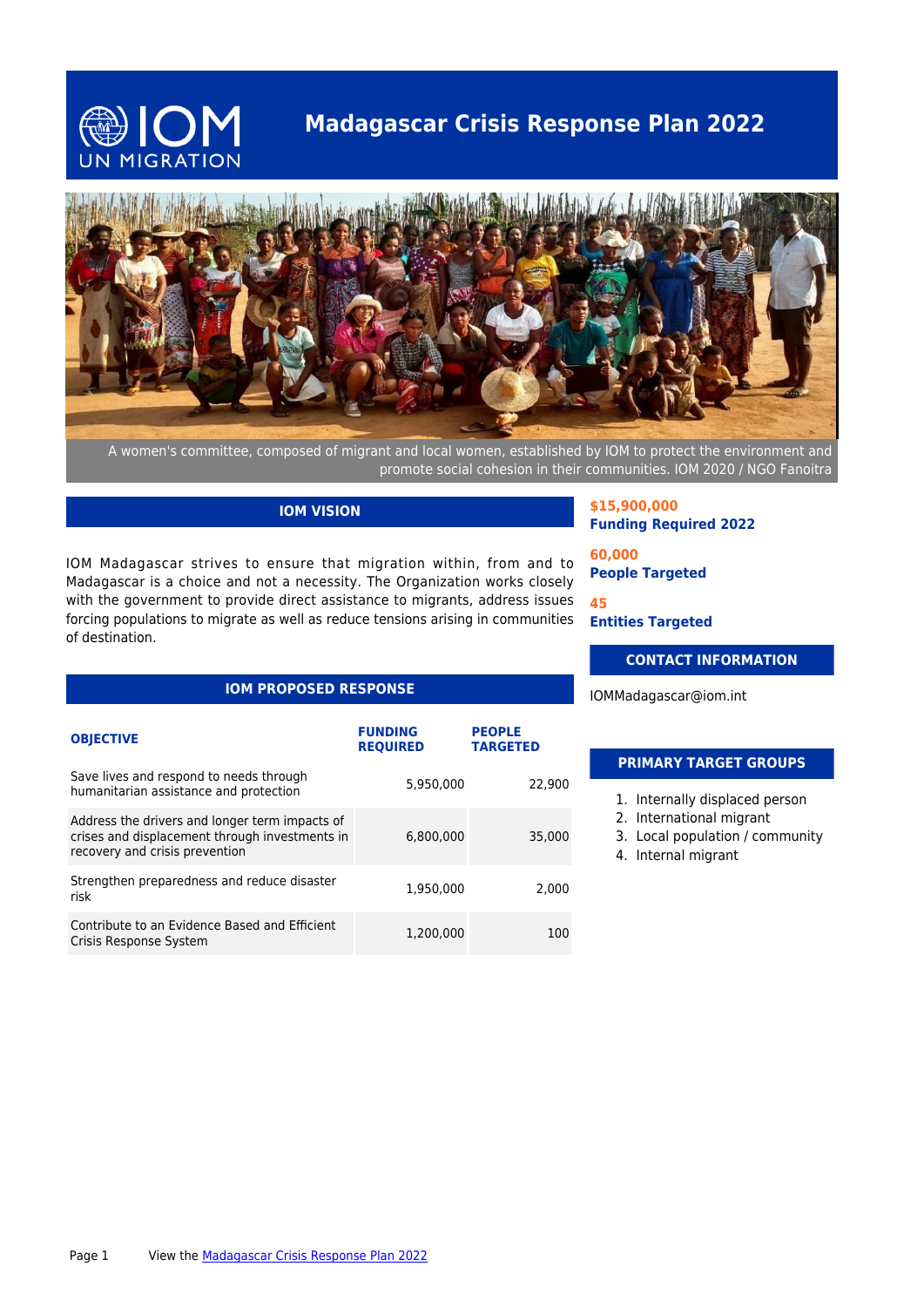# Madagascar Crisis Response Plan 2022

A women's committee, composed of migrant and local women, established by IOM to protect the environment and promote social cohesion in their communities. IOM 2020 / NGO Fanoitra

## IOM VISION

IOM Madagascar strives to ensure that migration within, from and to Madagascar is a choice and not a necessity. The Organization works closely with the government to provide direct assistance to migrants, address issues forcing populations to migrate as well as reduce tensions arising in communities of destination.

**$15,900,000**
**Funding Required 2022**

**60,000**
**People Targeted**

**45**
**Entities Targeted**

## CONTACT INFORMATION

IOMMadagascar@iom.int

## IOM PROPOSED RESPONSE

| OBJECTIVE | FUNDING REQUIRED | PEOPLE TARGETED |
|---|---|---|
| Save lives and respond to needs through humanitarian assistance and protection | 5,950,000 | 22,900 |
| Address the drivers and longer term impacts of crises and displacement through investments in recovery and crisis prevention | 6,800,000 | 35,000 |
| Strengthen preparedness and reduce disaster risk | 1,950,000 | 2,000 |
| Contribute to an Evidence Based and Efficient Crisis Response System | 1,200,000 | 100 |

## PRIMARY TARGET GROUPS

1. Internally displaced person
2. International migrant
3. Local population / community
4. Internal migrant

View the Madagascar Crisis Response Plan 2022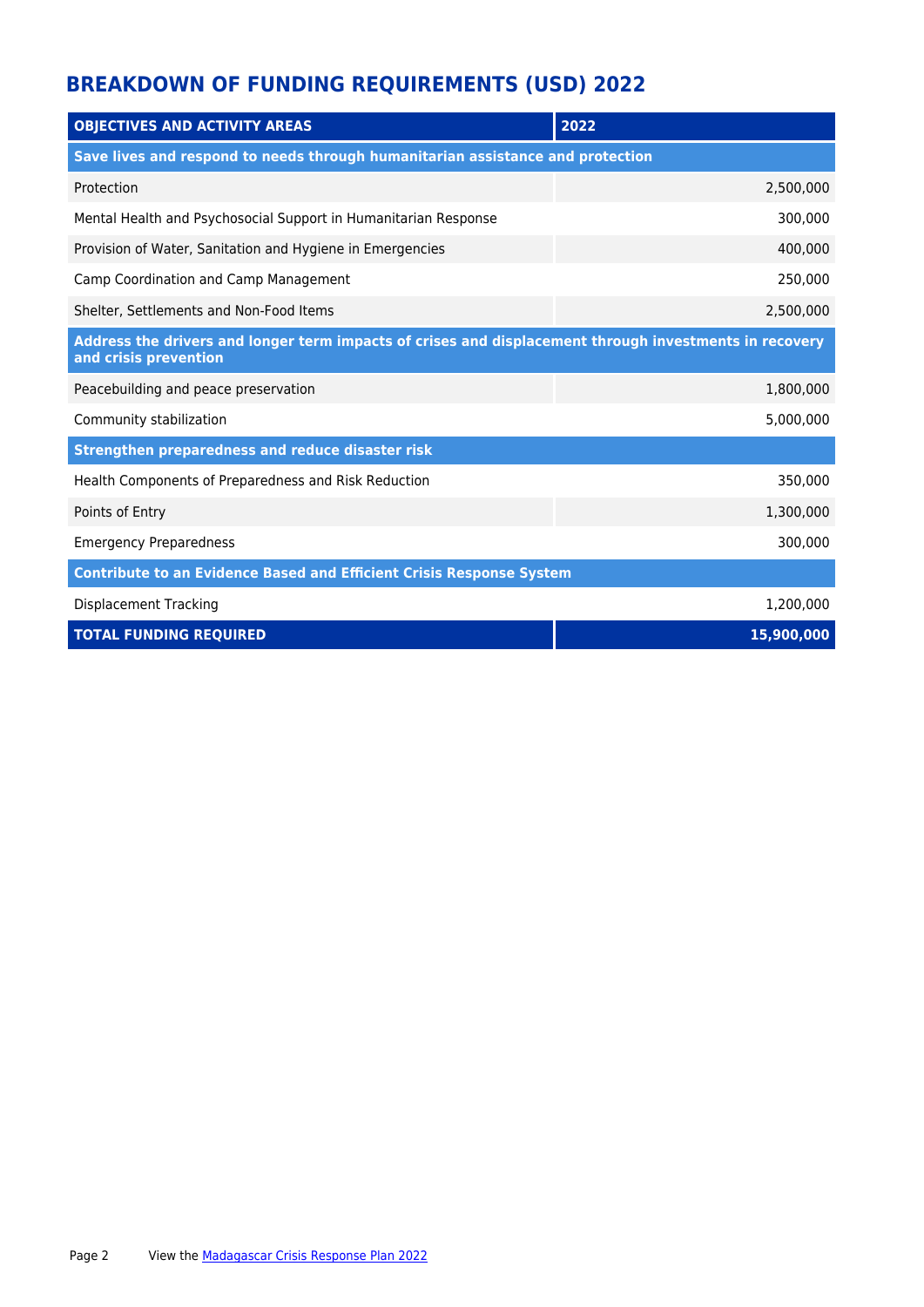## BREAKDOWN OF FUNDING REQUIREMENTS (USD) 2022

| OBJECTIVES AND ACTIVITY AREAS | 2022 |
| --- | --- |
| **Save lives and respond to needs through humanitarian assistance and protection** | |
| Protection | 2,500,000 |
| Mental Health and Psychosocial Support in Humanitarian Response | 300,000 |
| Provision of Water, Sanitation and Hygiene in Emergencies | 400,000 |
| Camp Coordination and Camp Management | 250,000 |
| Shelter, Settlements and Non-Food Items | 2,500,000 |
| **Address the drivers and longer term impacts of crises and displacement through investments in recovery and crisis prevention** | |
| Peacebuilding and peace preservation | 1,800,000 |
| Community stabilization | 5,000,000 |
| **Strengthen preparedness and reduce disaster risk** | |
| Health Components of Preparedness and Risk Reduction | 350,000 |
| Points of Entry | 1,300,000 |
| Emergency Preparedness | 300,000 |
| **Contribute to an Evidence Based and Efficient Crisis Response System** | |
| Displacement Tracking | 1,200,000 |
| **TOTAL FUNDING REQUIRED** | **15,900,000** |

View the Madagascar Crisis Response Plan 2022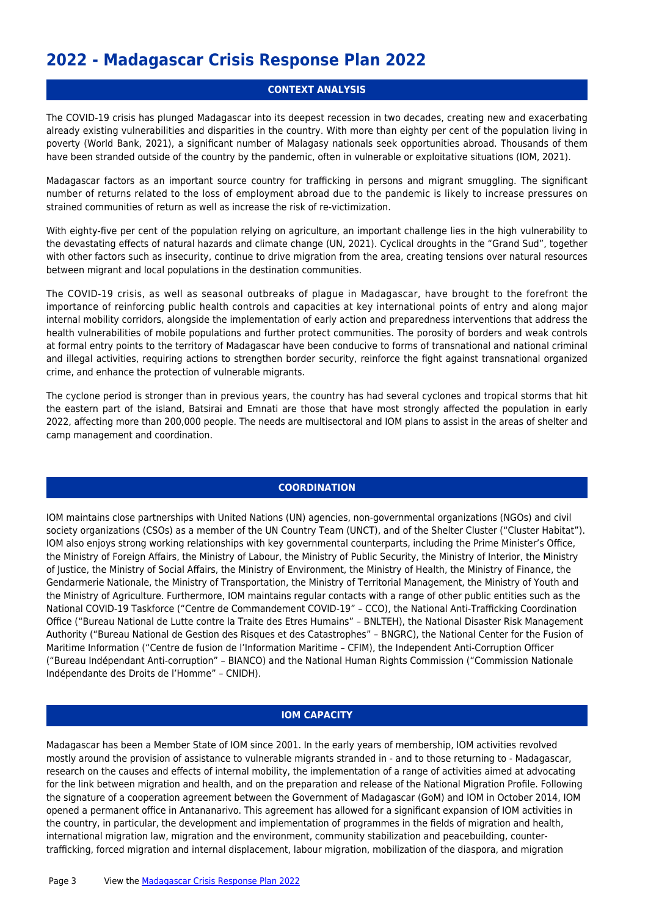# 2022 - Madagascar Crisis Response Plan 2022

## CONTEXT ANALYSIS

The COVID-19 crisis has plunged Madagascar into its deepest recession in two decades, creating new and exacerbating already existing vulnerabilities and disparities in the country. With more than eighty per cent of the population living in poverty (World Bank, 2021), a significant number of Malagasy nationals seek opportunities abroad. Thousands of them have been stranded outside of the country by the pandemic, often in vulnerable or exploitative situations (IOM, 2021).

Madagascar factors as an important source country for trafficking in persons and migrant smuggling. The significant number of returns related to the loss of employment abroad due to the pandemic is likely to increase pressures on strained communities of return as well as increase the risk of re-victimization.

With eighty-five per cent of the population relying on agriculture, an important challenge lies in the high vulnerability to the devastating effects of natural hazards and climate change (UN, 2021). Cyclical droughts in the "Grand Sud", together with other factors such as insecurity, continue to drive migration from the area, creating tensions over natural resources between migrant and local populations in the destination communities.

The COVID-19 crisis, as well as seasonal outbreaks of plague in Madagascar, have brought to the forefront the importance of reinforcing public health controls and capacities at key international points of entry and along major internal mobility corridors, alongside the implementation of early action and preparedness interventions that address the health vulnerabilities of mobile populations and further protect communities. The porosity of borders and weak controls at formal entry points to the territory of Madagascar have been conducive to forms of transnational and national criminal and illegal activities, requiring actions to strengthen border security, reinforce the fight against transnational organized crime, and enhance the protection of vulnerable migrants.

The cyclone period is stronger than in previous years, the country has had several cyclones and tropical storms that hit the eastern part of the island, Batsirai and Emnati are those that have most strongly affected the population in early 2022, affecting more than 200,000 people. The needs are multisectoral and IOM plans to assist in the areas of shelter and camp management and coordination.

## COORDINATION

IOM maintains close partnerships with United Nations (UN) agencies, non-governmental organizations (NGOs) and civil society organizations (CSOs) as a member of the UN Country Team (UNCT), and of the Shelter Cluster ("Cluster Habitat"). IOM also enjoys strong working relationships with key governmental counterparts, including the Prime Minister's Office, the Ministry of Foreign Affairs, the Ministry of Labour, the Ministry of Public Security, the Ministry of Interior, the Ministry of Justice, the Ministry of Social Affairs, the Ministry of Environment, the Ministry of Health, the Ministry of Finance, the Gendarmerie Nationale, the Ministry of Transportation, the Ministry of Territorial Management, the Ministry of Youth and the Ministry of Agriculture. Furthermore, IOM maintains regular contacts with a range of other public entities such as the National COVID-19 Taskforce ("Centre de Commandement COVID-19" – CCO), the National Anti-Trafficking Coordination Office ("Bureau National de Lutte contre la Traite des Etres Humains" – BNLTEH), the National Disaster Risk Management Authority ("Bureau National de Gestion des Risques et des Catastrophes" – BNGRC), the National Center for the Fusion of Maritime Information ("Centre de fusion de l'Information Maritime – CFIM), the Independent Anti-Corruption Officer ("Bureau Indépendant Anti-corruption" – BIANCO) and the National Human Rights Commission ("Commission Nationale Indépendante des Droits de l'Homme" – CNIDH).

## IOM CAPACITY

Madagascar has been a Member State of IOM since 2001. In the early years of membership, IOM activities revolved mostly around the provision of assistance to vulnerable migrants stranded in - and to those returning to - Madagascar, research on the causes and effects of internal mobility, the implementation of a range of activities aimed at advocating for the link between migration and health, and on the preparation and release of the National Migration Profile. Following the signature of a cooperation agreement between the Government of Madagascar (GoM) and IOM in October 2014, IOM opened a permanent office in Antananarivo. This agreement has allowed for a significant expansion of IOM activities in the country, in particular, the development and implementation of programmes in the fields of migration and health, international migration law, migration and the environment, community stabilization and peacebuilding, counter-trafficking, forced migration and internal displacement, labour migration, mobilization of the diaspora, and migration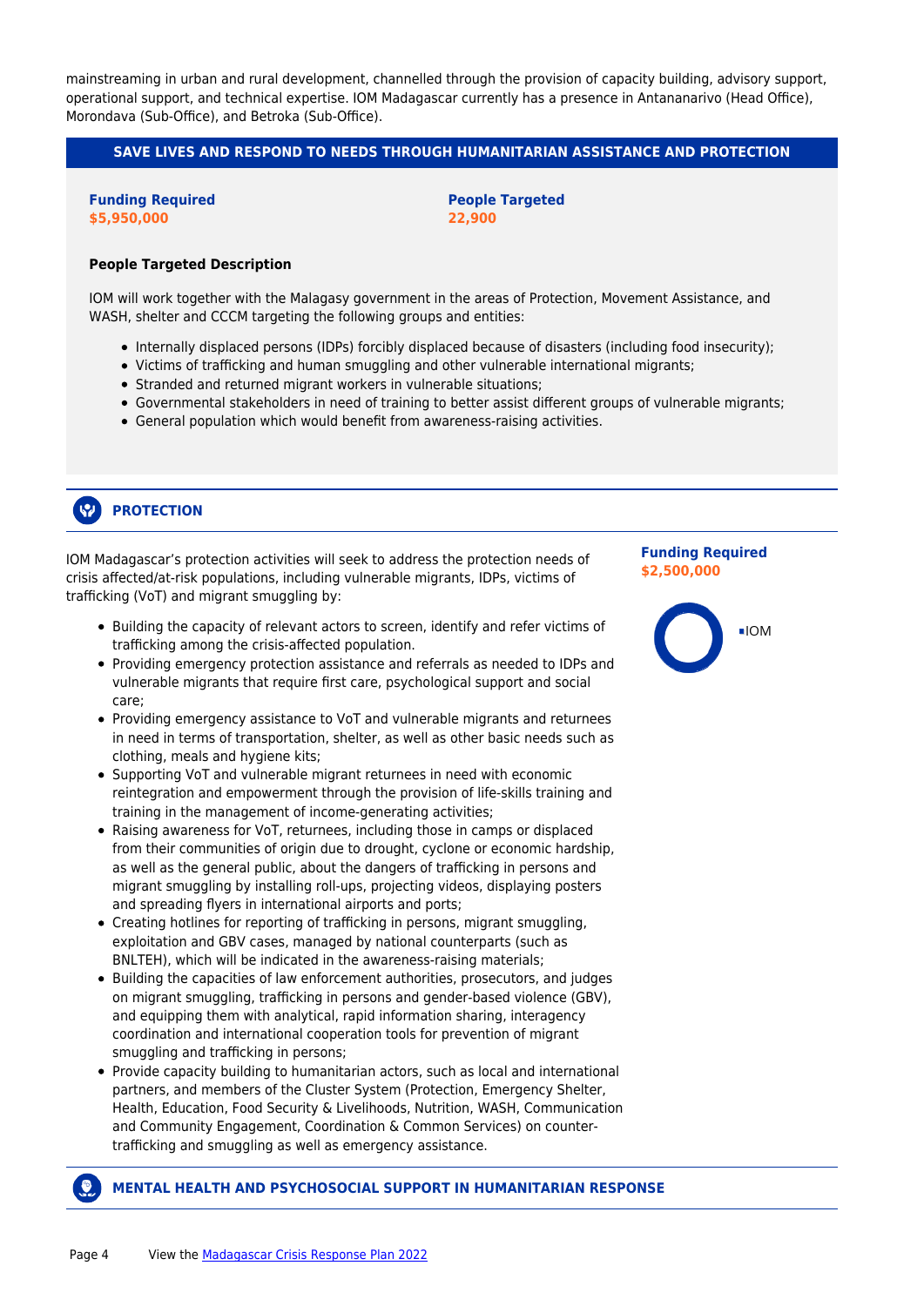mainstreaming in urban and rural development, channelled through the provision of capacity building, advisory support, operational support, and technical expertise. IOM Madagascar currently has a presence in Antananarivo (Head Office), Morondava (Sub-Office), and Betroka (Sub-Office).

## SAVE LIVES AND RESPOND TO NEEDS THROUGH HUMANITARIAN ASSISTANCE AND PROTECTION

**Funding Required**
**$5,950,000**

**People Targeted**
**22,900**

**People Targeted Description**

IOM will work together with the Malagasy government in the areas of Protection, Movement Assistance, and WASH, shelter and CCCM targeting the following groups and entities:

- Internally displaced persons (IDPs) forcibly displaced because of disasters (including food insecurity);
- Victims of trafficking and human smuggling and other vulnerable international migrants;
- Stranded and returned migrant workers in vulnerable situations;
- Governmental stakeholders in need of training to better assist different groups of vulnerable migrants;
- General population which would benefit from awareness-raising activities.

### PROTECTION

**Funding Required**
**$2,500,000**

IOM

IOM Madagascar's protection activities will seek to address the protection needs of crisis affected/at-risk populations, including vulnerable migrants, IDPs, victims of trafficking (VoT) and migrant smuggling by:

- Building the capacity of relevant actors to screen, identify and refer victims of trafficking among the crisis-affected population.
- Providing emergency protection assistance and referrals as needed to IDPs and vulnerable migrants that require first care, psychological support and social care;
- Providing emergency assistance to VoT and vulnerable migrants and returnees in need in terms of transportation, shelter, as well as other basic needs such as clothing, meals and hygiene kits;
- Supporting VoT and vulnerable migrant returnees in need with economic reintegration and empowerment through the provision of life-skills training and training in the management of income-generating activities;
- Raising awareness for VoT, returnees, including those in camps or displaced from their communities of origin due to drought, cyclone or economic hardship, as well as the general public, about the dangers of trafficking in persons and migrant smuggling by installing roll-ups, projecting videos, displaying posters and spreading flyers in international airports and ports;
- Creating hotlines for reporting of trafficking in persons, migrant smuggling, exploitation and GBV cases, managed by national counterparts (such as BNLTEH), which will be indicated in the awareness-raising materials;
- Building the capacities of law enforcement authorities, prosecutors, and judges on migrant smuggling, trafficking in persons and gender-based violence (GBV), and equipping them with analytical, rapid information sharing, interagency coordination and international cooperation tools for prevention of migrant smuggling and trafficking in persons;
- Provide capacity building to humanitarian actors, such as local and international partners, and members of the Cluster System (Protection, Emergency Shelter, Health, Education, Food Security & Livelihoods, Nutrition, WASH, Communication and Community Engagement, Coordination & Common Services) on counter-trafficking and smuggling as well as emergency assistance.

### MENTAL HEALTH AND PSYCHOSOCIAL SUPPORT IN HUMANITARIAN RESPONSE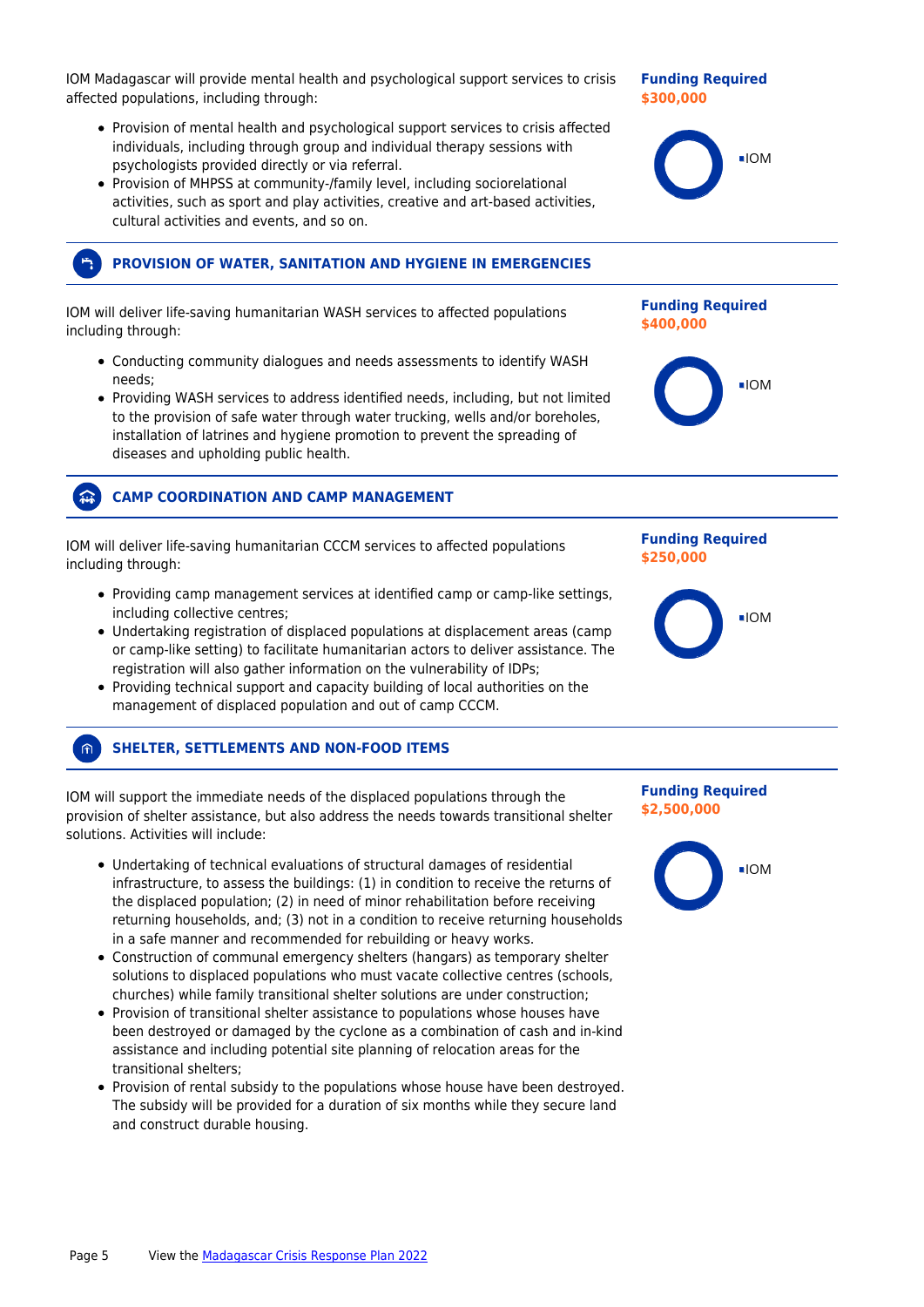IOM Madagascar will provide mental health and psychological support services to crisis affected populations, including through:

- Provision of mental health and psychological support services to crisis affected individuals, including through group and individual therapy sessions with psychologists provided directly or via referral.
- Provision of MHPSS at community-/family level, including socierelational activities, such as sport and play activities, creative and art-based activities, cultural activities and events, and so on.

**Funding Required**
**$300,000**

▪IOM

## PROVISION OF WATER, SANITATION AND HYGIENE IN EMERGENCIES

IOM will deliver life-saving humanitarian WASH services to affected populations including through:

- Conducting community dialogues and needs assessments to identify WASH needs;
- Providing WASH services to address identified needs, including, but not limited to the provision of safe water through water trucking, wells and/or boreholes, installation of latrines and hygiene promotion to prevent the spreading of diseases and upholding public health.

**Funding Required**
**$400,000**

▪IOM

## CAMP COORDINATION AND CAMP MANAGEMENT

IOM will deliver life-saving humanitarian CCCM services to affected populations including through:

- Providing camp management services at identified camp or camp-like settings, including collective centres;
- Undertaking registration of displaced populations at displacement areas (camp or camp-like setting) to facilitate humanitarian actors to deliver assistance. The registration will also gather information on the vulnerability of IDPs;
- Providing technical support and capacity building of local authorities on the management of displaced population and out of camp CCCM.

**Funding Required**
**$250,000**

▪IOM

## SHELTER, SETTLEMENTS AND NON-FOOD ITEMS

IOM will support the immediate needs of the displaced populations through the provision of shelter assistance, but also address the needs towards transitional shelter solutions. Activities will include:

- Undertaking of technical evaluations of structural damages of residential infrastructure, to assess the buildings: (1) in condition to receive the returns of the displaced population; (2) in need of minor rehabilitation before receiving returning households, and; (3) not in a condition to receive returning households in a safe manner and recommended for rebuilding or heavy works.
- Construction of communal emergency shelters (hangars) as temporary shelter solutions to displaced populations who must vacate collective centres (schools, churches) while family transitional shelter solutions are under construction;
- Provision of transitional shelter assistance to populations whose houses have been destroyed or damaged by the cyclone as a combination of cash and in-kind assistance and including potential site planning of relocation areas for the transitional shelters;
- Provision of rental subsidy to the populations whose house have been destroyed. The subsidy will be provided for a duration of six months while they secure land and construct durable housing.

**Funding Required**
**$2,500,000**

▪IOM

View the [Madagascar Crisis Response Plan 2022]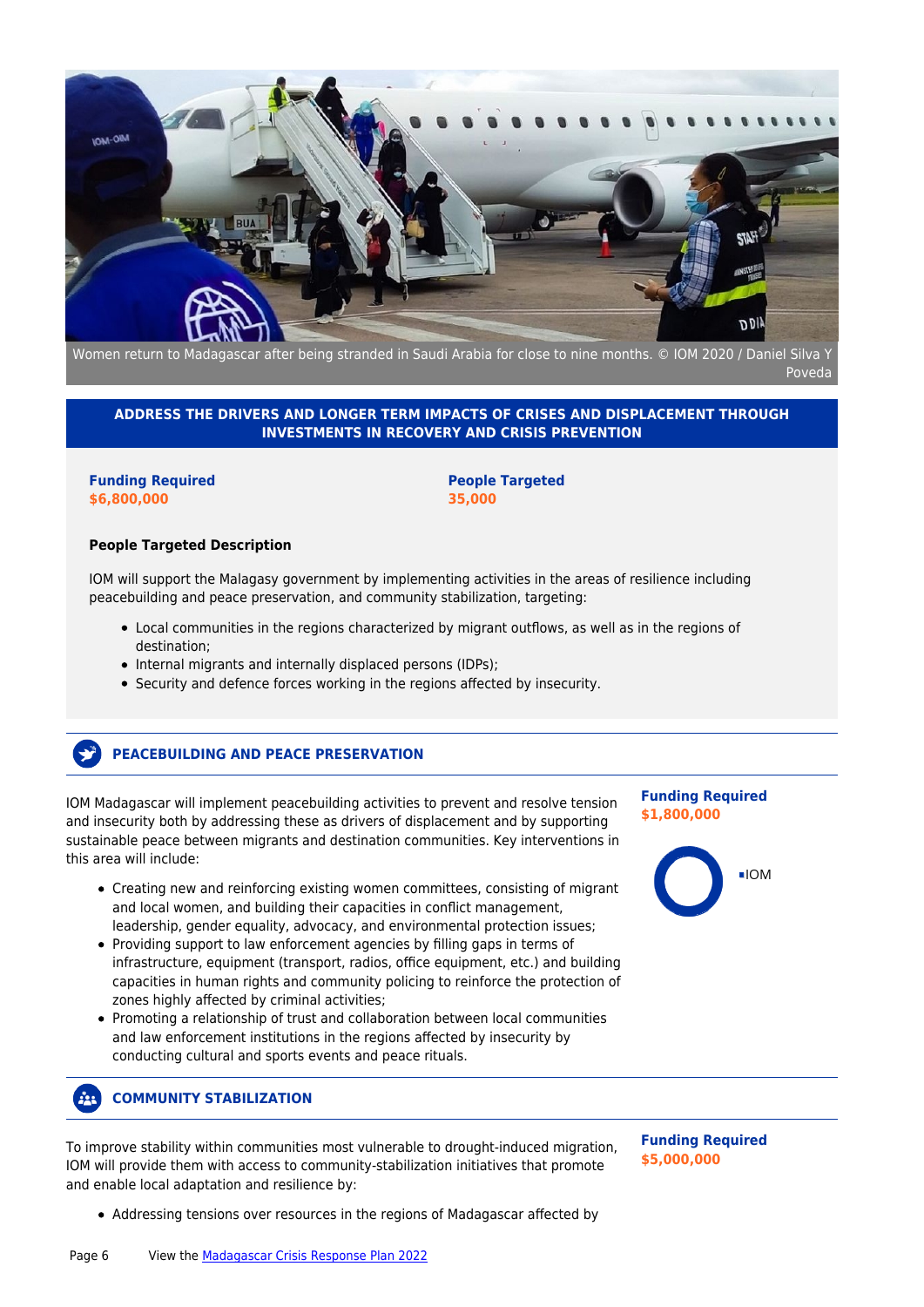Women return to Madagascar after being stranded in Saudi Arabia for close to nine months. © IOM 2020 / Daniel Silva Y Poveda

## ADDRESS THE DRIVERS AND LONGER TERM IMPACTS OF CRISES AND DISPLACEMENT THROUGH INVESTMENTS IN RECOVERY AND CRISIS PREVENTION

**Funding Required**
**$6,800,000**

**People Targeted**
**35,000**

**People Targeted Description**

IOM will support the Malagasy government by implementing activities in the areas of resilience including peacebuilding and peace preservation, and community stabilization, targeting:

- Local communities in the regions characterized by migrant outflows, as well as in the regions of destination;
- Internal migrants and internally displaced persons (IDPs);
- Security and defence forces working in the regions affected by insecurity.

### PEACEBUILDING AND PEACE PRESERVATION

**Funding Required**
**$1,800,000**

IOM

IOM Madagascar will implement peacebuilding activities to prevent and resolve tension and insecurity both by addressing these as drivers of displacement and by supporting sustainable peace between migrants and destination communities. Key interventions in this area will include:

- Creating new and reinforcing existing women committees, consisting of migrant and local women, and building their capacities in conflict management, leadership, gender equality, advocacy, and environmental protection issues;
- Providing support to law enforcement agencies by filling gaps in terms of infrastructure, equipment (transport, radios, office equipment, etc.) and building capacities in human rights and community policing to reinforce the protection of zones highly affected by criminal activities;
- Promoting a relationship of trust and collaboration between local communities and law enforcement institutions in the regions affected by insecurity by conducting cultural and sports events and peace rituals.

### COMMUNITY STABILIZATION

**Funding Required**
**$5,000,000**

To improve stability within communities most vulnerable to drought-induced migration, IOM will provide them with access to community-stabilization initiatives that promote and enable local adaptation and resilience by:

- Addressing tensions over resources in the regions of Madagascar affected by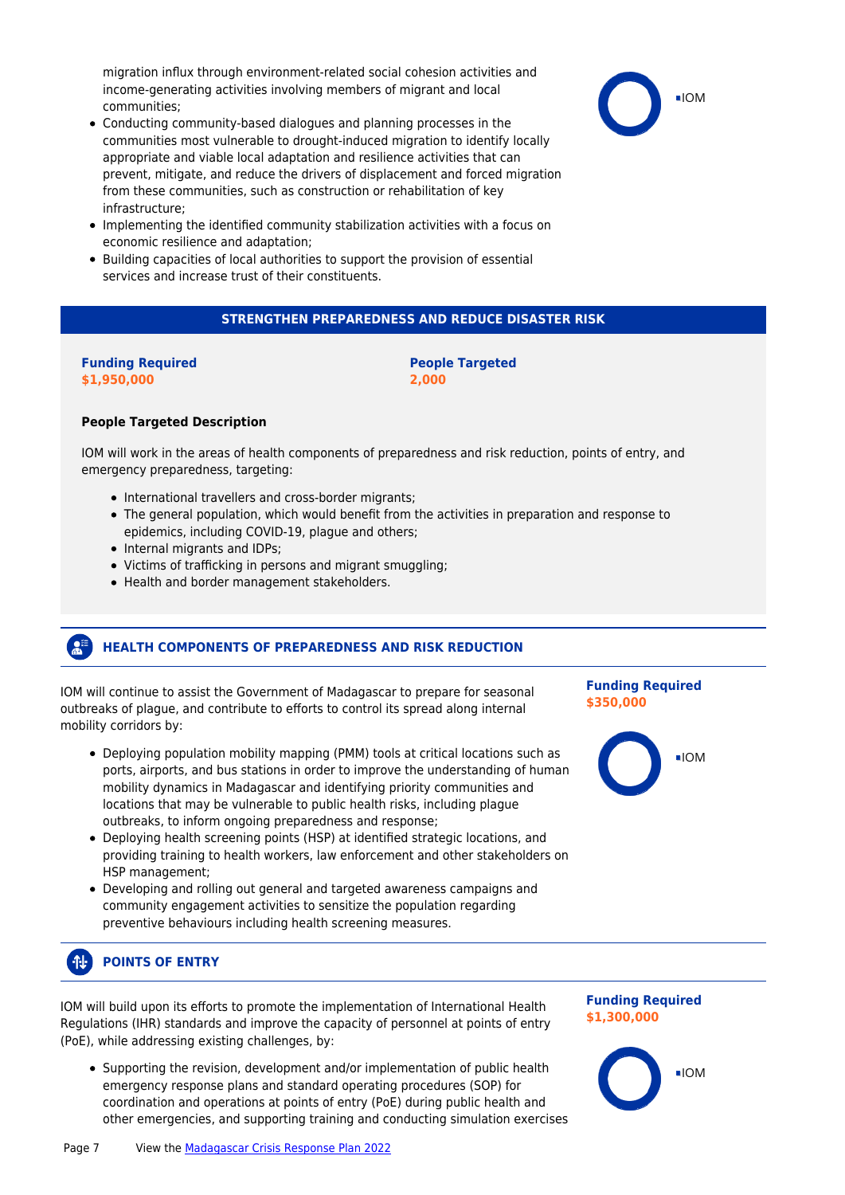migration influx through environment-related social cohesion activities and income-generating activities involving members of migrant and local communities;

- Conducting community-based dialogues and planning processes in the communities most vulnerable to drought-induced migration to identify locally appropriate and viable local adaptation and resilience activities that can prevent, mitigate, and reduce the drivers of displacement and forced migration from these communities, such as construction or rehabilitation of key infrastructure;
- Implementing the identified community stabilization activities with a focus on economic resilience and adaptation;
- Building capacities of local authorities to support the provision of essential services and increase trust of their constituents.

IOM

## STRENGTHEN PREPAREDNESS AND REDUCE DISASTER RISK

**Funding Required**
**$1,950,000**

**People Targeted**
**2,000**

**People Targeted Description**

IOM will work in the areas of health components of preparedness and risk reduction, points of entry, and emergency preparedness, targeting:

- International travellers and cross-border migrants;
- The general population, which would benefit from the activities in preparation and response to epidemics, including COVID-19, plague and others;
- Internal migrants and IDPs;
- Victims of trafficking in persons and migrant smuggling;
- Health and border management stakeholders.

### HEALTH COMPONENTS OF PREPAREDNESS AND RISK REDUCTION

**Funding Required**
**$350,000**

IOM

IOM will continue to assist the Government of Madagascar to prepare for seasonal outbreaks of plague, and contribute to efforts to control its spread along internal mobility corridors by:

- Deploying population mobility mapping (PMM) tools at critical locations such as ports, airports, and bus stations in order to improve the understanding of human mobility dynamics in Madagascar and identifying priority communities and locations that may be vulnerable to public health risks, including plague outbreaks, to inform ongoing preparedness and response;
- Deploying health screening points (HSP) at identified strategic locations, and providing training to health workers, law enforcement and other stakeholders on HSP management;
- Developing and rolling out general and targeted awareness campaigns and community engagement activities to sensitize the population regarding preventive behaviours including health screening measures.

### POINTS OF ENTRY

**Funding Required**
**$1,300,000**

IOM

IOM will build upon its efforts to promote the implementation of International Health Regulations (IHR) standards and improve the capacity of personnel at points of entry (PoE), while addressing existing challenges, by:

- Supporting the revision, development and/or implementation of public health emergency response plans and standard operating procedures (SOP) for coordination and operations at points of entry (PoE) during public health and other emergencies, and supporting training and conducting simulation exercises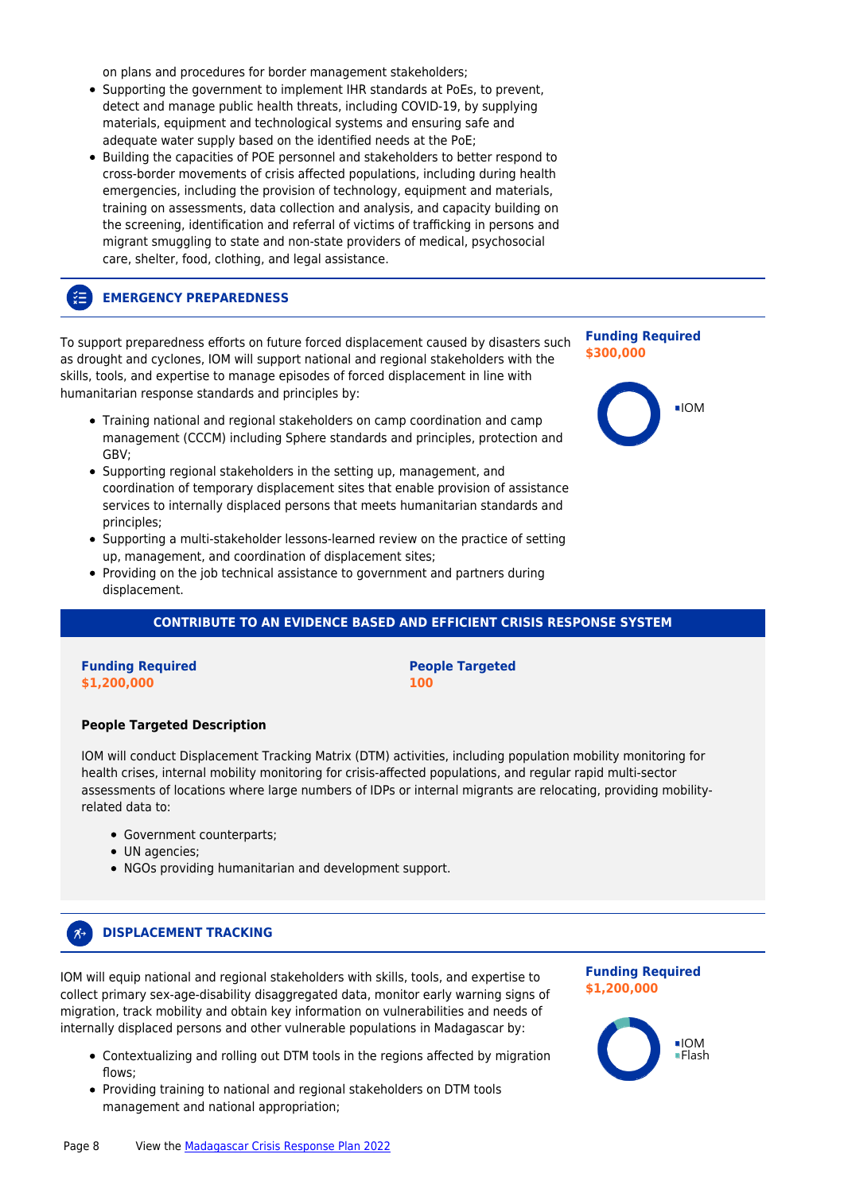on plans and procedures for border management stakeholders;

- Supporting the government to implement IHR standards at PoEs, to prevent, detect and manage public health threats, including COVID-19, by supplying materials, equipment and technological systems and ensuring safe and adequate water supply based on the identified needs at the PoE;
- Building the capacities of POE personnel and stakeholders to better respond to cross-border movements of crisis affected populations, including during health emergencies, including the provision of technology, equipment and materials, training on assessments, data collection and analysis, and capacity building on the screening, identification and referral of victims of trafficking in persons and migrant smuggling to state and non-state providers of medical, psychosocial care, shelter, food, clothing, and legal assistance.

## EMERGENCY PREPAREDNESS

**Funding Required**
**$300,000**

IOM

To support preparedness efforts on future forced displacement caused by disasters such as drought and cyclones, IOM will support national and regional stakeholders with the skills, tools, and expertise to manage episodes of forced displacement in line with humanitarian response standards and principles by:

- Training national and regional stakeholders on camp coordination and camp management (CCCM) including Sphere standards and principles, protection and GBV;
- Supporting regional stakeholders in the setting up, management, and coordination of temporary displacement sites that enable provision of assistance services to internally displaced persons that meets humanitarian standards and principles;
- Supporting a multi-stakeholder lessons-learned review on the practice of setting up, management, and coordination of displacement sites;
- Providing on the job technical assistance to government and partners during displacement.

## CONTRIBUTE TO AN EVIDENCE BASED AND EFFICIENT CRISIS RESPONSE SYSTEM

**Funding Required**
**$1,200,000**

**People Targeted**
**100**

**People Targeted Description**

IOM will conduct Displacement Tracking Matrix (DTM) activities, including population mobility monitoring for health crises, internal mobility monitoring for crisis-affected populations, and regular rapid multi-sector assessments of locations where large numbers of IDPs or internal migrants are relocating, providing mobility-related data to:

- Government counterparts;
- UN agencies;
- NGOs providing humanitarian and development support.

## DISPLACEMENT TRACKING

**Funding Required**
**$1,200,000**

IOM
Flash

IOM will equip national and regional stakeholders with skills, tools, and expertise to collect primary sex-age-disability disaggregated data, monitor early warning signs of migration, track mobility and obtain key information on vulnerabilities and needs of internally displaced persons and other vulnerable populations in Madagascar by:

- Contextualizing and rolling out DTM tools in the regions affected by migration flows;
- Providing training to national and regional stakeholders on DTM tools management and national appropriation;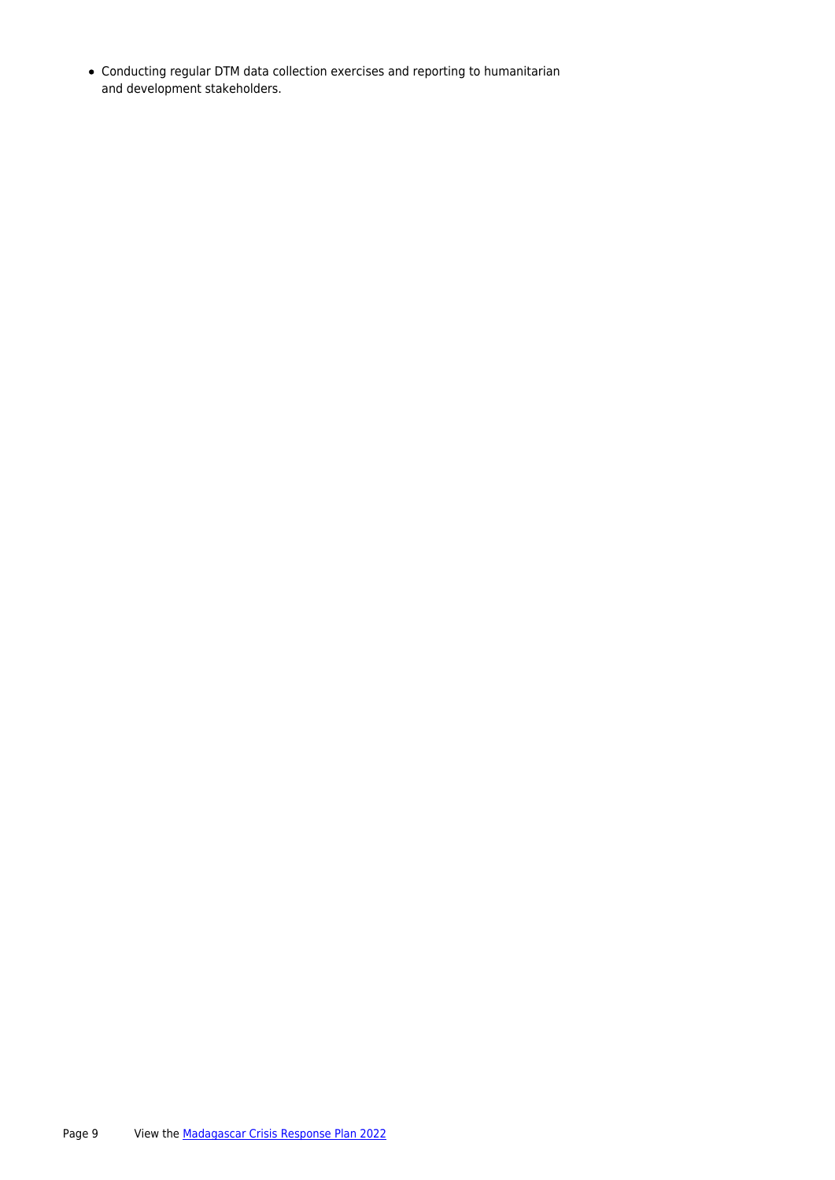- Conducting regular DTM data collection exercises and reporting to humanitarian and development stakeholders.